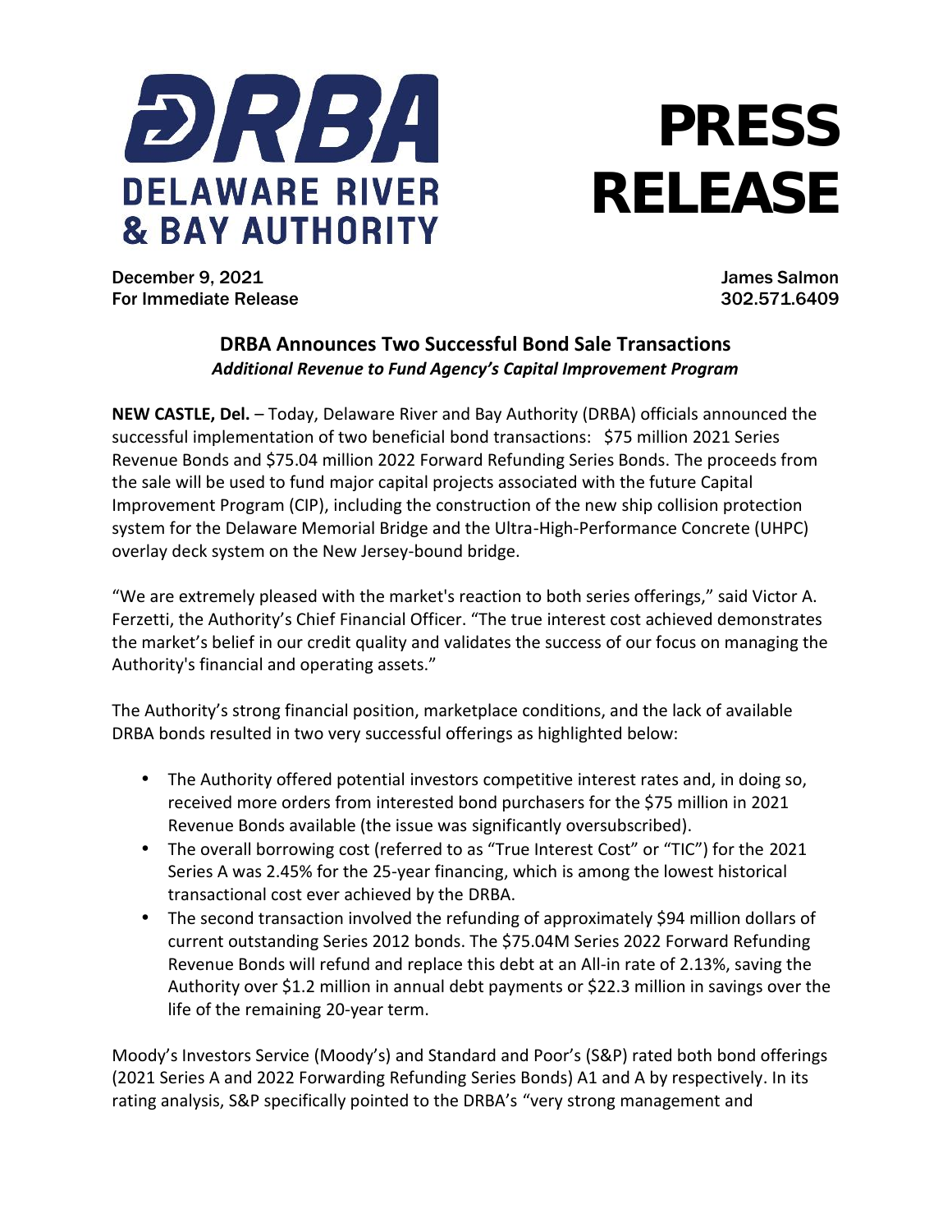**DELAWARE RIVER & BAY AUTHORITY**

# PRESS RELEASE

December 9, 2021
For Immediate Release

James Salmon
302.571.6409

## DRBA Announces Two Successful Bond Sale Transactions

***Additional Revenue to Fund Agency's Capital Improvement Program***

**NEW CASTLE, Del.** – Today, Delaware River and Bay Authority (DRBA) officials announced the successful implementation of two beneficial bond transactions: $75 million 2021 Series Revenue Bonds and $75.04 million 2022 Forward Refunding Series Bonds. The proceeds from the sale will be used to fund major capital projects associated with the future Capital Improvement Program (CIP), including the construction of the new ship collision protection system for the Delaware Memorial Bridge and the Ultra-High-Performance Concrete (UHPC) overlay deck system on the New Jersey-bound bridge.

"We are extremely pleased with the market's reaction to both series offerings," said Victor A. Ferzetti, the Authority's Chief Financial Officer. "The true interest cost achieved demonstrates the market's belief in our credit quality and validates the success of our focus on managing the Authority's financial and operating assets."

The Authority's strong financial position, marketplace conditions, and the lack of available DRBA bonds resulted in two very successful offerings as highlighted below:

- The Authority offered potential investors competitive interest rates and, in doing so, received more orders from interested bond purchasers for the $75 million in 2021 Revenue Bonds available (the issue was significantly oversubscribed).
- The overall borrowing cost (referred to as "True Interest Cost" or "TIC") for the 2021 Series A was 2.45% for the 25-year financing, which is among the lowest historical transactional cost ever achieved by the DRBA.
- The second transaction involved the refunding of approximately $94 million dollars of current outstanding Series 2012 bonds. The $75.04M Series 2022 Forward Refunding Revenue Bonds will refund and replace this debt at an All-in rate of 2.13%, saving the Authority over $1.2 million in annual debt payments or $22.3 million in savings over the life of the remaining 20-year term.

Moody's Investors Service (Moody's) and Standard and Poor's (S&P) rated both bond offerings (2021 Series A and 2022 Forwarding Refunding Series Bonds) A1 and A by respectively. In its rating analysis, S&P specifically pointed to the DRBA's "very strong management and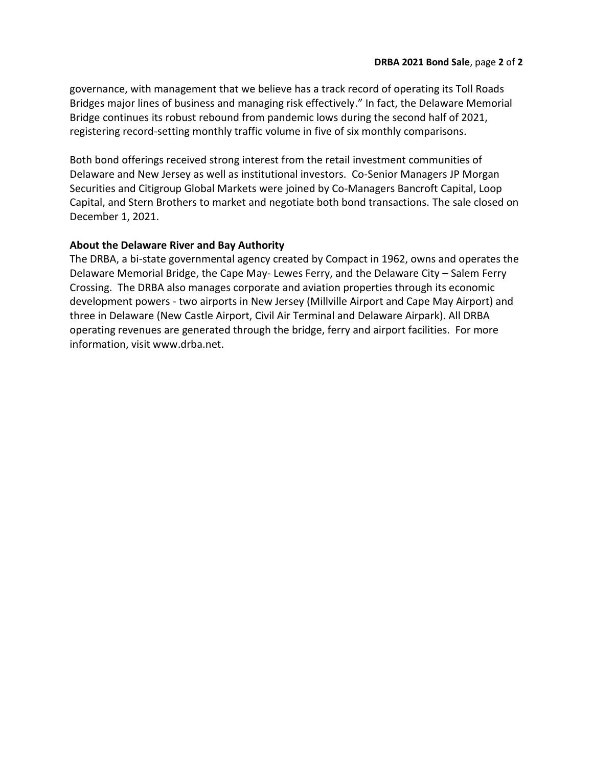governance, with management that we believe has a track record of operating its Toll Roads Bridges major lines of business and managing risk effectively." In fact, the Delaware Memorial Bridge continues its robust rebound from pandemic lows during the second half of 2021, registering record-setting monthly traffic volume in five of six monthly comparisons.

Both bond offerings received strong interest from the retail investment communities of Delaware and New Jersey as well as institutional investors. Co-Senior Managers JP Morgan Securities and Citigroup Global Markets were joined by Co-Managers Bancroft Capital, Loop Capital, and Stern Brothers to market and negotiate both bond transactions. The sale closed on December 1, 2021.

**About the Delaware River and Bay Authority**

The DRBA, a bi-state governmental agency created by Compact in 1962, owns and operates the Delaware Memorial Bridge, the Cape May- Lewes Ferry, and the Delaware City – Salem Ferry Crossing. The DRBA also manages corporate and aviation properties through its economic development powers - two airports in New Jersey (Millville Airport and Cape May Airport) and three in Delaware (New Castle Airport, Civil Air Terminal and Delaware Airpark). All DRBA operating revenues are generated through the bridge, ferry and airport facilities. For more information, visit www.drba.net.